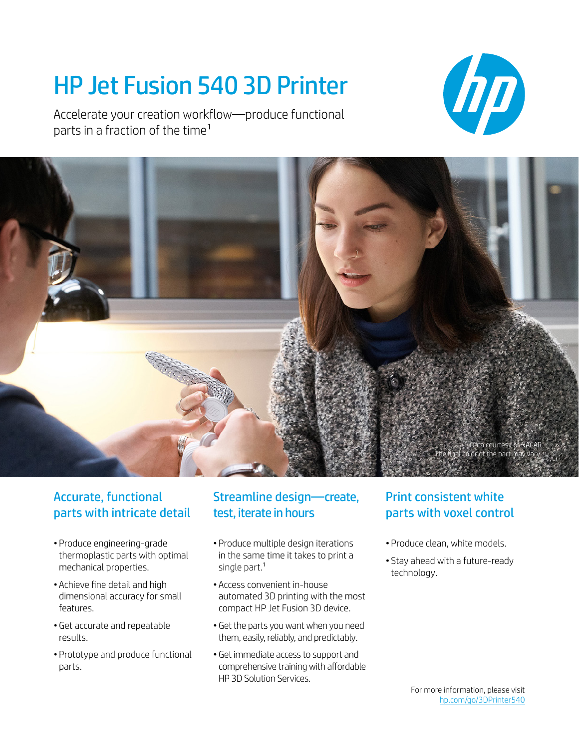# HP Jet Fusion 540 3D Printer

Accelerate your creation workflow—produce functional parts in a fraction of the time[1]

Data courtesy of NACAR
The final color of the part may vary.

## Accurate, functional parts with intricate detail

- Produce engineering-grade thermoplastic parts with optimal mechanical properties.
- Achieve fine detail and high dimensional accuracy for small features.
- Get accurate and repeatable results.
- Prototype and produce functional parts.

## Streamline design—create, test, iterate in hours

- Produce multiple design iterations in the same time it takes to print a single part.[1]
- Access convenient in-house automated 3D printing with the most compact HP Jet Fusion 3D device.
- Get the parts you want when you need them, easily, reliably, and predictably.
- Get immediate access to support and comprehensive training with affordable HP 3D Solution Services.

## Print consistent white parts with voxel control

- Produce clean, white models.
- Stay ahead with a future-ready technology.

For more information, please visit
hp.com/go/3DPrinter540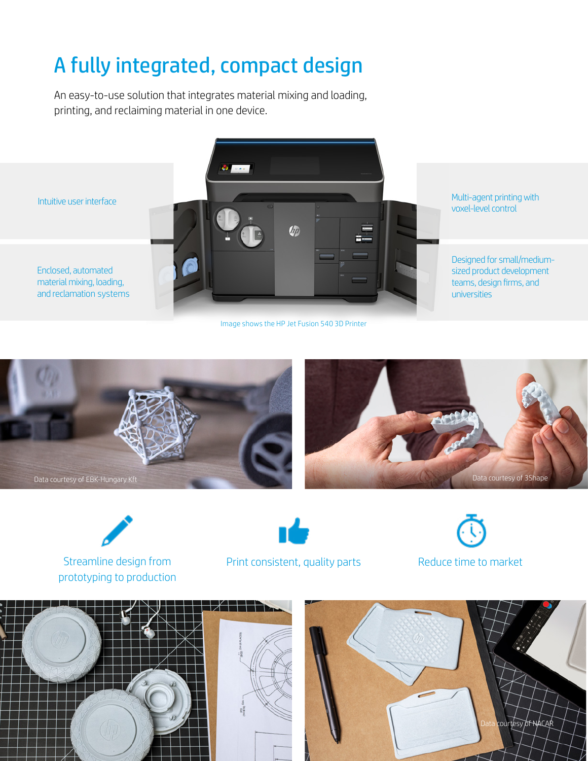# A fully integrated, compact design

An easy-to-use solution that integrates material mixing and loading, printing, and reclaiming material in one device.

Intuitive user interface

Enclosed, automated material mixing, loading, and reclamation systems

Multi-agent printing with voxel-level control

Designed for small/medium-sized product development teams, design firms, and universities

Image shows the HP Jet Fusion 540 3D Printer

Data courtesy of EBK-Hungary Kft

Data courtesy of 3Shape

Streamline design from prototyping to production

Print consistent, quality parts

Reduce time to market

Data courtesy of NACAR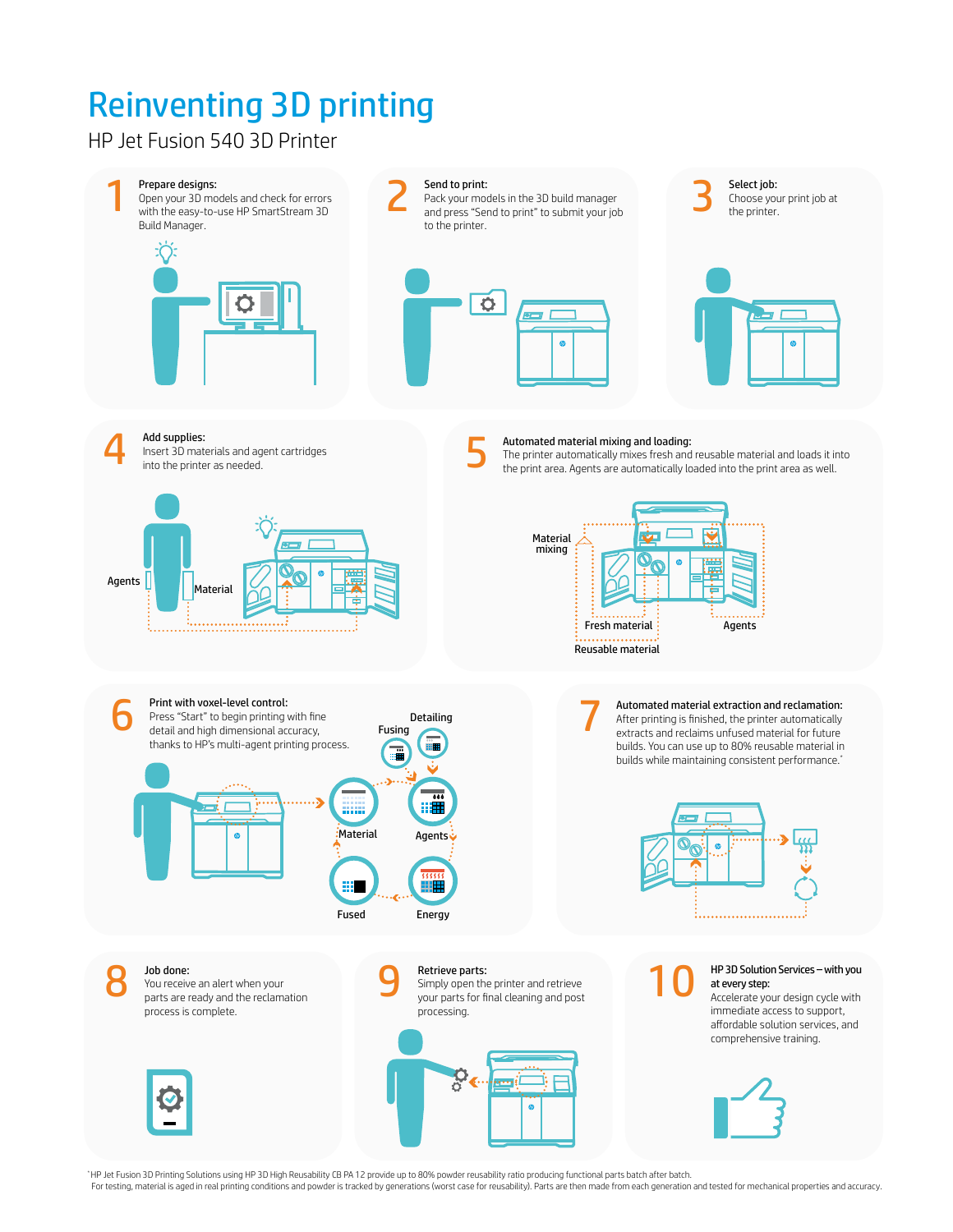# Reinventing 3D printing

## HP Jet Fusion 540 3D Printer

**1 Prepare designs:**
Open your 3D models and check for errors with the easy-to-use HP SmartStream 3D Build Manager.

**2 Send to print:**
Pack your models in the 3D build manager and press "Send to print" to submit your job to the printer.

**3 Select job:**
Choose your print job at the printer.

**4 Add supplies:**
Insert 3D materials and agent cartridges into the printer as needed.

Agents

Material

**5 Automated material mixing and loading:**
The printer automatically mixes fresh and reusable material and loads it into the print area. Agents are automatically loaded into the print area as well.

Material mixing

Fresh material

Agents

Reusable material

**6 Print with voxel-level control:**
Press "Start" to begin printing with fine detail and high dimensional accuracy, thanks to HP's multi-agent printing process.

Detailing

Fusing

Material

Agents

Fused

Energy

**7 Automated material extraction and reclamation:**
After printing is finished, the printer automatically extracts and reclaims unfused material for future builds. You can use up to 80% reusable material in builds while maintaining consistent performance.*

**8 Job done:**
You receive an alert when your parts are ready and the reclamation process is complete.

**9 Retrieve parts:**
Simply open the printer and retrieve your parts for final cleaning and post processing.

**10 HP 3D Solution Services – with you at every step:**
Accelerate your design cycle with immediate access to support, affordable solution services, and comprehensive training.

*HP Jet Fusion 3D Printing Solutions using HP 3D High Reusability CB PA 12 provide up to 80% powder reusability ratio producing functional parts batch after batch. For testing, material is aged in real printing conditions and powder is tracked by generations (worst case for reusability). Parts are then made from each generation and tested for mechanical properties and accuracy.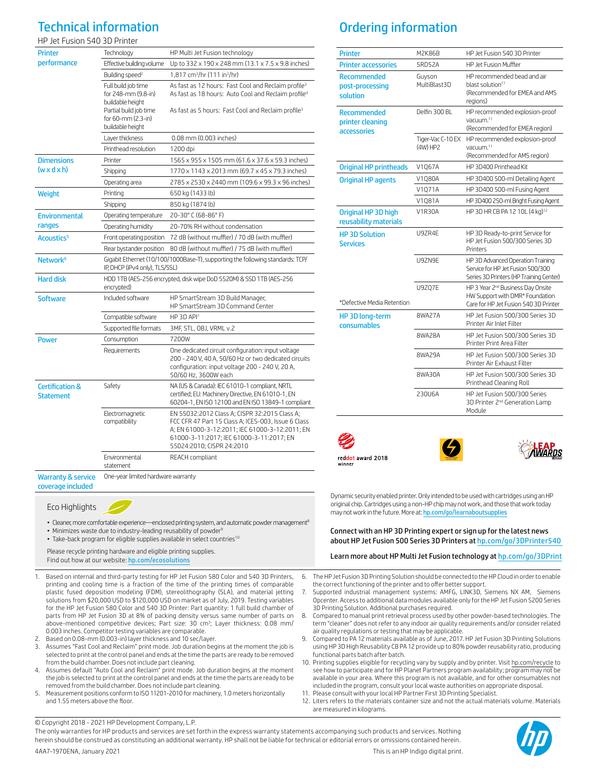# Technical information

HP Jet Fusion 540 3D Printer

| | | |
|---|---|---|
| Printer performance | Technology | HP Multi Jet Fusion technology |
| | Effective building volume | Up to 332 x 190 x 248 mm (13.1 x 7.5 x 9.8 inches) |
| | Building speed[2] | 1,817 cm³/hr (111 in³/hr) |
| | Full build job time for 248-mm (9.8-in) buildable height | As fast as 12 hours: Fast Cool and Reclaim profile[3] As fast as 18 hours: Auto Cool and Reclaim profile[4] |
| | Partial build job time for 60-mm (2.3-in) buildable height | As fast as 5 hours: Fast Cool and Reclaim profile[3] |
| | Layer thickness | 0.08 mm (0.003 inches) |
| | Printhead resolution | 1200 dpi |
| Dimensions (w x d x h) | Printer | 1565 x 955 x 1505 mm (61.6 x 37.6 x 59.3 inches) |
| | Shipping | 1770 x 1143 x 2013 mm (69.7 x 45 x 79.3 inches) |
| | Operating area | 2785 x 2530 x 2440 mm (109.6 x 99.3 x 96 inches) |
| Weight | Printing | 650 kg (1433 lb) |
| | Shipping | 850 kg (1874 lb) |
| Environmental ranges | Operating temperature | 20-30° C (68-86° F) |
| | Operating humidity | 20-70% RH without condensation |
| Acoustics[5] | Front operating position | 72 dB (without muffler) / 70 dB (with muffler) |
| | Rear bystander position | 80 dB (without muffler) / 75 dB (with muffler) |
| Network[6] | Gigabit Ethernet (10/100/1000Base-T), supporting the following standards: TCP/IP, DHCP (IPv4 only), TLS/SSL) | |
| Hard disk | HDD 1TB (AES-256 encrypted, disk wipe DoD 5520M) & SSD 1TB (AES-256 encrypted) | |
| Software | Included software | HP SmartStream 3D Build Manager, HP SmartStream 3D Command Center |
| | Compatible software | HP 3D API[7] |
| | Supported file formats | 3MF, STL, OBJ, VRML v.2 |
| Power | Consumption | 7200W |
| | Requirements | One dedicated circuit configuration: input voltage 200 - 240 V, 40 A, 50/60 Hz or two dedicated circuits configuration: input voltage 200 - 240 V, 20 A, 50/60 Hz, 3600W each |
| Certification & Statement | Safety | NA (US & Canada): IEC 61010-1 compliant, NRTL certified; EU: Machinery Directive, EN 61010-1, EN 60204-1, EN ISO 12100 and EN ISO 13849-1 compliant |
| | Electromagnetic compatibility | EN 55032:2012 Class A; CISPR 32:2015 Class A; FCC CFR 47 Part 15 Class A; ICES-003, Issue 6 Class A; EN 61000-3-12:2011; IEC 61000-3-12:2011; EN 61000-3-11:2017; IEC 61000-3-11:2017; EN 55024:2010; CISPR 24:2010 |
| | Environmental statement | REACH compliant |
| Warranty & service coverage included | One-year limited hardware warranty | |

## Eco Highlights

- Cleaner, more comfortable experience—enclosed printing system, and automatic powder management[8]
- Minimizes waste due to industry-leading reusability of powder[9]
- Take-back program for eligible supplies available in select countries[10]

Please recycle printing hardware and eligible printing supplies.
Find out how at our website: hp.com/ecosolutions

# Ordering information

| | | |
|---|---|---|
| Printer | M2K86B | HP Jet Fusion 540 3D Printer |
| Printer accessories | 5RD52A | HP Jet Fusion Muffler |
| Recommended post-processing solution | Guyson MultiBlast3D | HP recommended bead and air blast solution[11] (Recommended for EMEA and AMS regions) |
| Recommended printer cleaning accessories | Delfin 300 BL | HP recommended explosion-proof vacuum.[11] (Recommended for EMEA region) |
| | Tiger-Vac C-10 EX (4W) HP2 | HP recommended explosion-proof vacuum.[11] (Recommended for AMS region) |
| Original HP printheads | V1Q67A | HP 3D400 Printhead Kit |
| Original HP agents | V1Q80A | HP 3D400 500-ml Detailing Agent |
| | V1Q71A | HP 3D400 500-ml Fusing Agent |
| | V1Q81A | HP 3D400 250-ml Bright Fusing Agent |
| Original HP 3D high reusability materials | V1R30A | HP 3D HR CB PA 12 10L (4 kg)[12] |
| HP 3D Solution Services | U9ZR4E | HP 3D Ready-to-print Service for HP Jet Fusion 500/300 Series 3D Printers |
| | U9ZN9E | HP 3D Advanced Operation Training Service for HP Jet Fusion 500/300 Series 3D Printers (HP Training Center) |
| *Defective Media Retention | U9ZQ7E | HP 3 Year 2nd Business Day Onsite HW Support with DMR* Foundation Care for HP Jet Fusion 540 3D Printer |
| HP 3D long-term consumables | 8WA27A | HP Jet Fusion 500/300 Series 3D Printer Air Inlet Filter |
| | 8WA28A | HP Jet Fusion 500/300 Series 3D Printer Print Area Filter |
| | 8WA29A | HP Jet Fusion 500/300 Series 3D Printer Air Exhaust Filter |
| | 8WA30A | HP Jet Fusion 500/300 Series 3D Printhead Cleaning Roll |
| | 2Z0U6A | HP Jet Fusion 500/300 Series 3D Printer 2nd Generation Lamp Module |

reddot award 2018 winner

LEAP AWARDS Winner

Dynamic security enabled printer. Only intended to be used with cartridges using an HP original chip. Cartridges using a non-HP chip may not work, and those that work today may not work in the future. More at: hp.com/go/learnaboutsupplies

Connect with an HP 3D Printing expert or sign up for the latest news about HP Jet Fusion 500 Series 3D Printers at hp.com/go/3DPrinter540

Learn more about HP Multi Jet Fusion technology at hp.com/go/3DPrint

1. Based on internal and third-party testing for HP Jet Fusion 580 Color and 540 3D Printers, printing and cooling time is a fraction of the time of the printing times of comparable plastic fused deposition modeling (FDM), stereolithography (SLA), and material jetting solutions from $20,000 USD to $120,000 USD on market as of July, 2019. Testing variables for the HP Jet Fusion 580 Color and 540 3D Printer: Part quantity: 1 full build chamber of parts from HP Jet Fusion 3D at 8% of packing density versus same number of parts on above-mentioned competitive devices; Part size: 30 cm³; Layer thickness: 0.08 mm/0.003 inches. Competitor testing variables are comparable.
2. Based on 0.08-mm (0.003-in) layer thickness and 10 sec/layer.
3. Assumes "Fast Cool and Reclaim" print mode. Job duration begins at the moment the job is selected to print at the control panel and ends at the time the parts are ready to be removed from the build chamber. Does not include part cleaning.
4. Assumes default "Auto Cool and Reclaim" print mode. Job duration begins at the moment the job is selected to print at the control panel and ends at the time the parts are ready to be removed from the build chamber. Does not include part cleaning.
5. Measurement positions conform to ISO 11201-2010 for machinery, 1.0 meters horizontally and 1.55 meters above the floor.
6. The HP Jet Fusion 3D Printing Solution should be connected to the HP Cloud in order to enable the correct functioning of the printer and to offer better support.
7. Supported industrial management systems: AMFG, LINK3D, Siemens NX AM, Siemens Opcenter. Access to additional data modules available only for the HP Jet Fusion 5200 Series 3D Printing Solution. Additional purchases required.
8. Compared to manual print retrieval process used by other powder-based technologies. The term "cleaner" does not refer to any indoor air quality requirements and/or consider related air quality regulations or testing that may be applicable.
9. Compared to PA 12 materials available as of June, 2017. HP Jet Fusion 3D Printing Solutions using HP 3D High Reusability CB PA 12 provide up to 80% powder reusability ratio, producing functional parts batch after batch.
10. Printing supplies eligible for recycling vary by supply and by printer. Visit hp.com/recycle to see how to participate and for HP Planet Partners program availability; program may not be available in your area. Where this program is not available, and for other consumables not included in the program, consult your local waste authorities on appropriate disposal.
11. Please consult with your local HP Partner First 3D Printing Specialist.
12. Liters refers to the materials container size and not the actual materials volume. Materials are measured in kilograms.

© Copyright 2018 - 2021 HP Development Company, L.P.
The only warranties for HP products and services are set forth in the express warranty statements accompanying such products and services. Nothing herein should be construed as constituting an additional warranty. HP shall not be liable for technical or editorial errors or omissions contained herein.

4AA7-1970ENA, January 2021

This is an HP Indigo digital print.